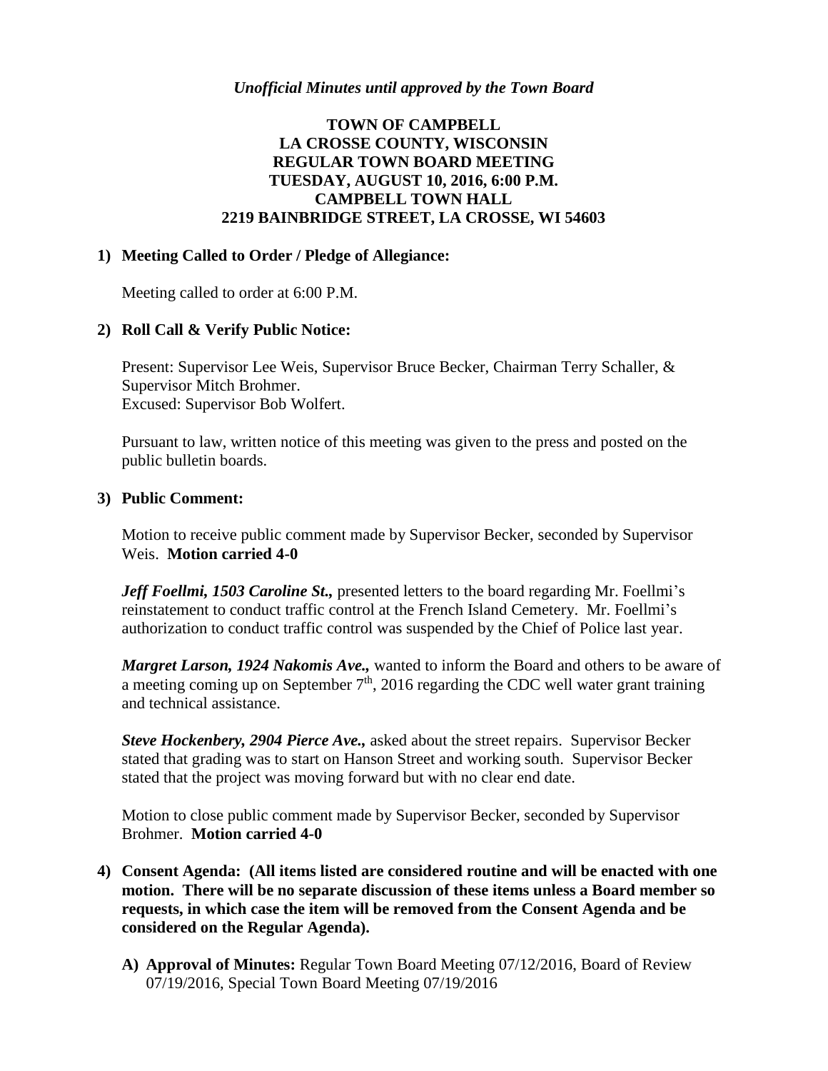*Unofficial Minutes until approved by the Town Board*

**TOWN OF CAMPBELL**
**LA CROSSE COUNTY, WISCONSIN**
**REGULAR TOWN BOARD MEETING**
**TUESDAY, AUGUST 10, 2016, 6:00 P.M.**
**CAMPBELL TOWN HALL**
**2219 BAINBRIDGE STREET, LA CROSSE, WI 54603**

**1) Meeting Called to Order / Pledge of Allegiance:**

Meeting called to order at 6:00 P.M.

**2) Roll Call & Verify Public Notice:**

Present: Supervisor Lee Weis, Supervisor Bruce Becker, Chairman Terry Schaller, & Supervisor Mitch Brohmer.
Excused: Supervisor Bob Wolfert.

Pursuant to law, written notice of this meeting was given to the press and posted on the public bulletin boards.

**3) Public Comment:**

Motion to receive public comment made by Supervisor Becker, seconded by Supervisor Weis. **Motion carried 4-0**

***Jeff Foellmi, 1503 Caroline St.,*** presented letters to the board regarding Mr. Foellmi's reinstatement to conduct traffic control at the French Island Cemetery. Mr. Foellmi's authorization to conduct traffic control was suspended by the Chief of Police last year.

***Margret Larson, 1924 Nakomis Ave.,*** wanted to inform the Board and others to be aware of a meeting coming up on September 7th, 2016 regarding the CDC well water grant training and technical assistance.

***Steve Hockenbery, 2904 Pierce Ave.,*** asked about the street repairs. Supervisor Becker stated that grading was to start on Hanson Street and working south. Supervisor Becker stated that the project was moving forward but with no clear end date.

Motion to close public comment made by Supervisor Becker, seconded by Supervisor Brohmer. **Motion carried 4-0**

**4) Consent Agenda: (All items listed are considered routine and will be enacted with one motion. There will be no separate discussion of these items unless a Board member so requests, in which case the item will be removed from the Consent Agenda and be considered on the Regular Agenda).**

**A) Approval of Minutes:** Regular Town Board Meeting 07/12/2016, Board of Review 07/19/2016, Special Town Board Meeting 07/19/2016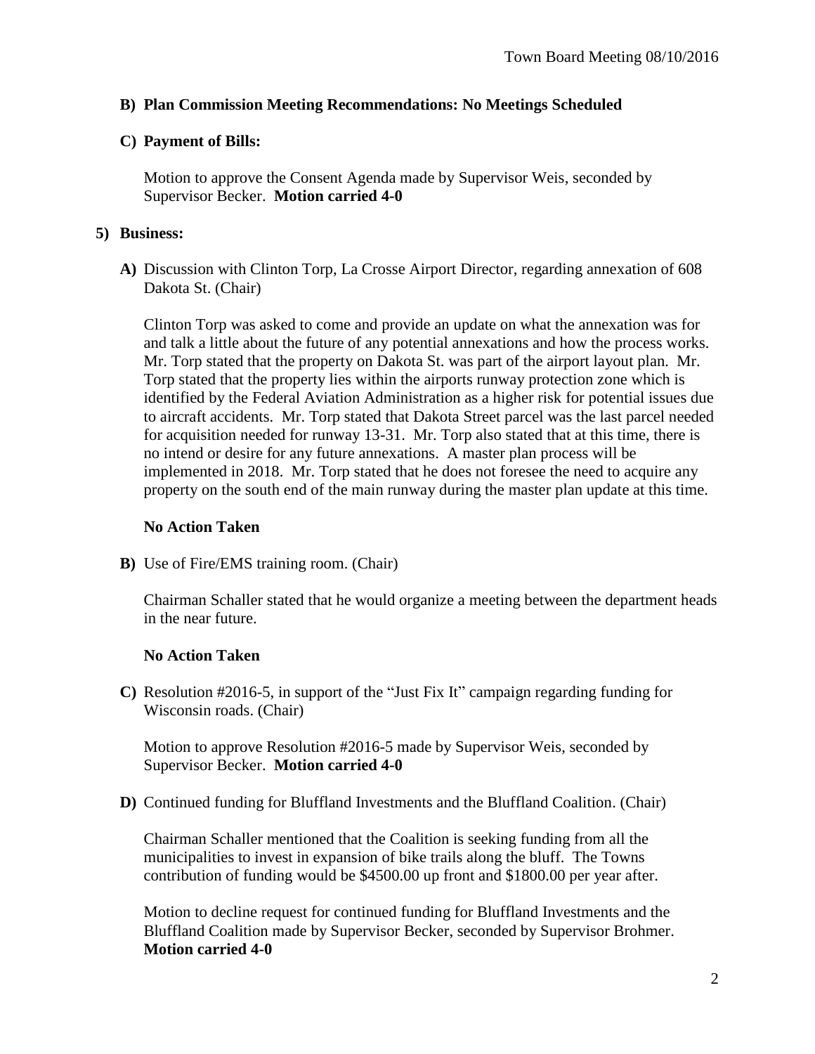**B) Plan Commission Meeting Recommendations: No Meetings Scheduled**

**C) Payment of Bills:**

Motion to approve the Consent Agenda made by Supervisor Weis, seconded by Supervisor Becker. **Motion carried 4-0**

**5) Business:**

**A)** Discussion with Clinton Torp, La Crosse Airport Director, regarding annexation of 608 Dakota St. (Chair)

Clinton Torp was asked to come and provide an update on what the annexation was for and talk a little about the future of any potential annexations and how the process works. Mr. Torp stated that the property on Dakota St. was part of the airport layout plan. Mr. Torp stated that the property lies within the airports runway protection zone which is identified by the Federal Aviation Administration as a higher risk for potential issues due to aircraft accidents. Mr. Torp stated that Dakota Street parcel was the last parcel needed for acquisition needed for runway 13-31. Mr. Torp also stated that at this time, there is no intend or desire for any future annexations. A master plan process will be implemented in 2018. Mr. Torp stated that he does not foresee the need to acquire any property on the south end of the main runway during the master plan update at this time.

**No Action Taken**

**B)** Use of Fire/EMS training room. (Chair)

Chairman Schaller stated that he would organize a meeting between the department heads in the near future.

**No Action Taken**

**C)** Resolution #2016-5, in support of the "Just Fix It" campaign regarding funding for Wisconsin roads. (Chair)

Motion to approve Resolution #2016-5 made by Supervisor Weis, seconded by Supervisor Becker. **Motion carried 4-0**

**D)** Continued funding for Bluffland Investments and the Bluffland Coalition. (Chair)

Chairman Schaller mentioned that the Coalition is seeking funding from all the municipalities to invest in expansion of bike trails along the bluff. The Towns contribution of funding would be $4500.00 up front and $1800.00 per year after.

Motion to decline request for continued funding for Bluffland Investments and the Bluffland Coalition made by Supervisor Becker, seconded by Supervisor Brohmer. **Motion carried 4-0**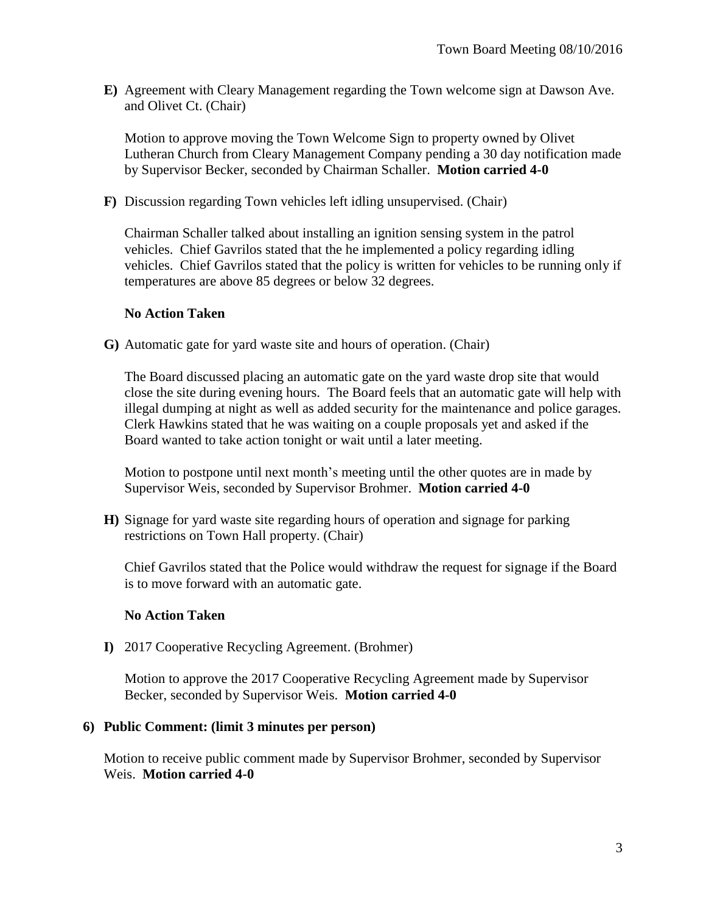**E)** Agreement with Cleary Management regarding the Town welcome sign at Dawson Ave. and Olivet Ct. (Chair)

Motion to approve moving the Town Welcome Sign to property owned by Olivet Lutheran Church from Cleary Management Company pending a 30 day notification made by Supervisor Becker, seconded by Chairman Schaller. **Motion carried 4-0**

**F)** Discussion regarding Town vehicles left idling unsupervised. (Chair)

Chairman Schaller talked about installing an ignition sensing system in the patrol vehicles. Chief Gavrilos stated that the he implemented a policy regarding idling vehicles. Chief Gavrilos stated that the policy is written for vehicles to be running only if temperatures are above 85 degrees or below 32 degrees.

**No Action Taken**

**G)** Automatic gate for yard waste site and hours of operation. (Chair)

The Board discussed placing an automatic gate on the yard waste drop site that would close the site during evening hours. The Board feels that an automatic gate will help with illegal dumping at night as well as added security for the maintenance and police garages. Clerk Hawkins stated that he was waiting on a couple proposals yet and asked if the Board wanted to take action tonight or wait until a later meeting.

Motion to postpone until next month's meeting until the other quotes are in made by Supervisor Weis, seconded by Supervisor Brohmer. **Motion carried 4-0**

**H)** Signage for yard waste site regarding hours of operation and signage for parking restrictions on Town Hall property. (Chair)

Chief Gavrilos stated that the Police would withdraw the request for signage if the Board is to move forward with an automatic gate.

**No Action Taken**

**I)** 2017 Cooperative Recycling Agreement. (Brohmer)

Motion to approve the 2017 Cooperative Recycling Agreement made by Supervisor Becker, seconded by Supervisor Weis. **Motion carried 4-0**

**6) Public Comment: (limit 3 minutes per person)**

Motion to receive public comment made by Supervisor Brohmer, seconded by Supervisor Weis. **Motion carried 4-0**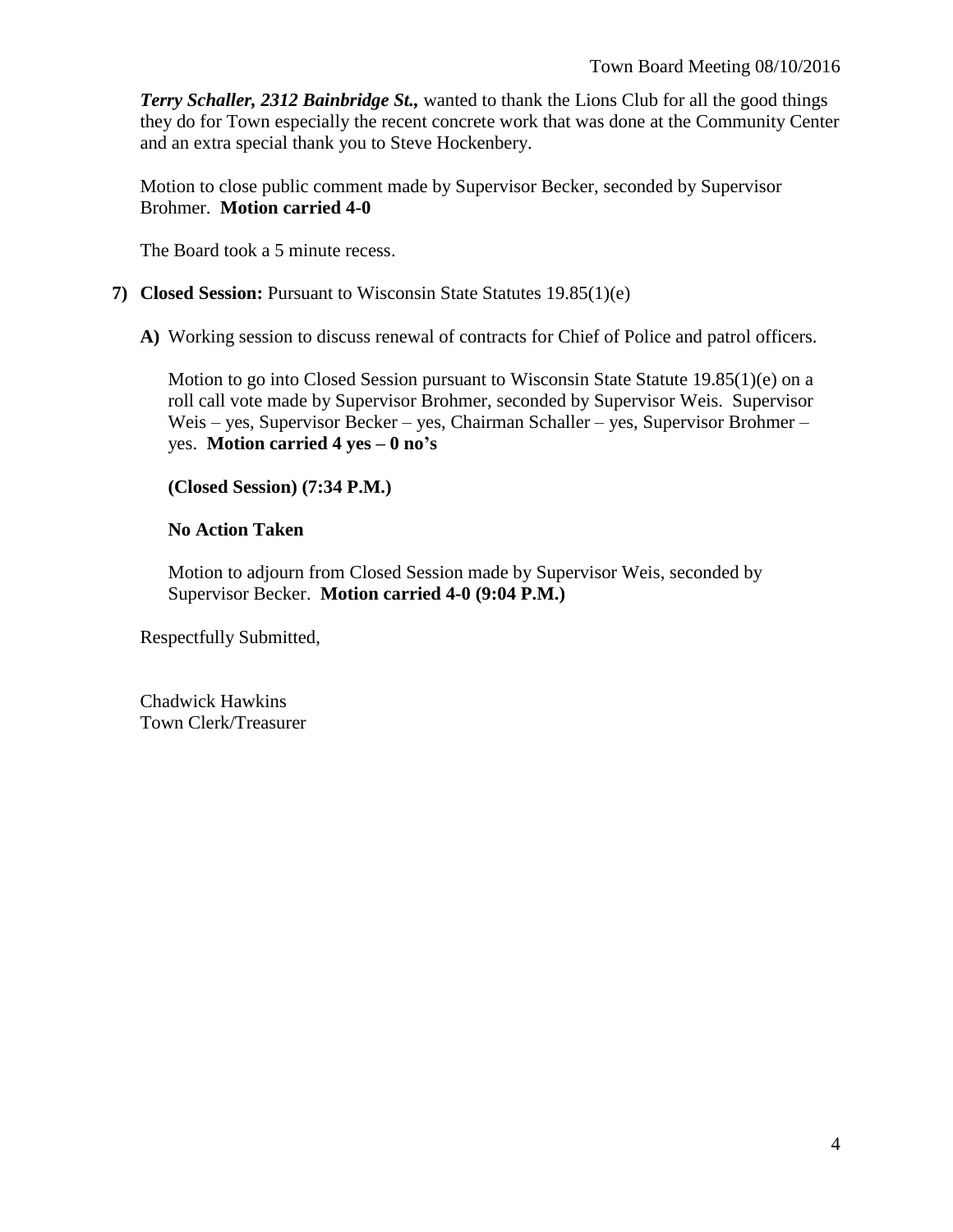***Terry Schaller, 2312 Bainbridge St.,*** wanted to thank the Lions Club for all the good things they do for Town especially the recent concrete work that was done at the Community Center and an extra special thank you to Steve Hockenbery.

Motion to close public comment made by Supervisor Becker, seconded by Supervisor Brohmer. **Motion carried 4-0**

The Board took a 5 minute recess.

**7) Closed Session:** Pursuant to Wisconsin State Statutes 19.85(1)(e)

**A)** Working session to discuss renewal of contracts for Chief of Police and patrol officers.

Motion to go into Closed Session pursuant to Wisconsin State Statute 19.85(1)(e) on a roll call vote made by Supervisor Brohmer, seconded by Supervisor Weis. Supervisor Weis – yes, Supervisor Becker – yes, Chairman Schaller – yes, Supervisor Brohmer – yes. **Motion carried 4 yes – 0 no's**

**(Closed Session) (7:34 P.M.)**

**No Action Taken**

Motion to adjourn from Closed Session made by Supervisor Weis, seconded by Supervisor Becker. **Motion carried 4-0 (9:04 P.M.)**

Respectfully Submitted,

Chadwick Hawkins
Town Clerk/Treasurer